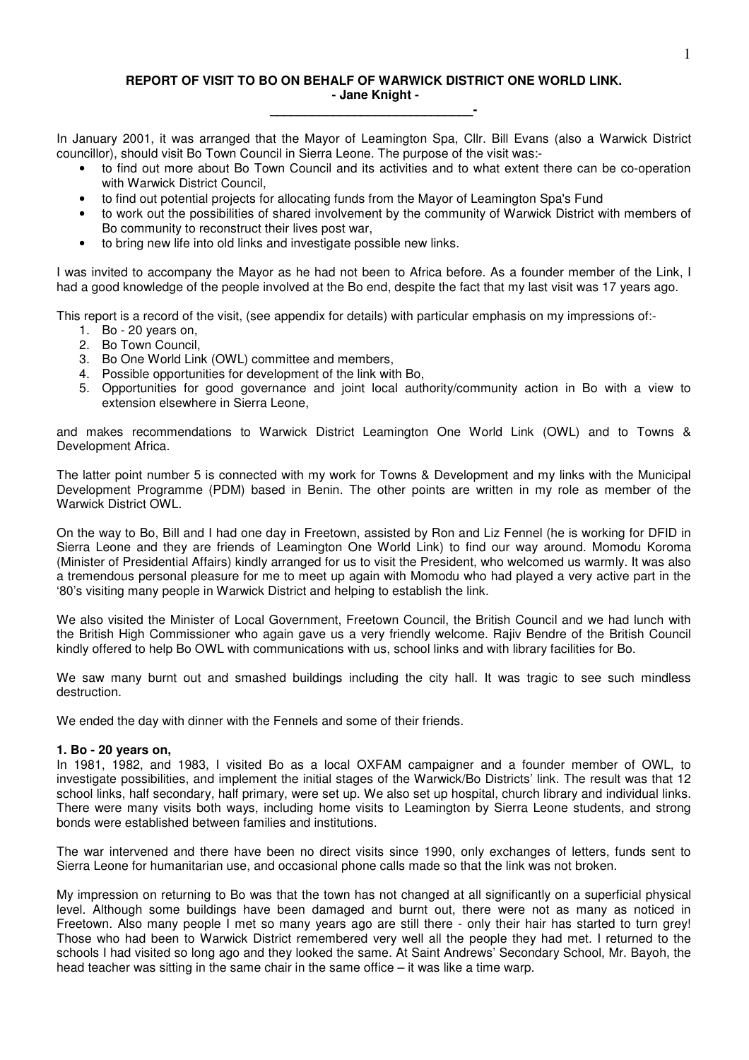**REPORT OF VISIT TO BO ON BEHALF OF WARWICK DISTRICT ONE WORLD LINK.**
**- Jane Knight -**

In January 2001, it was arranged that the Mayor of Leamington Spa, Cllr. Bill Evans (also a Warwick District councillor), should visit Bo Town Council in Sierra Leone. The purpose of the visit was:-

- to find out more about Bo Town Council and its activities and to what extent there can be co-operation with Warwick District Council,
- to find out potential projects for allocating funds from the Mayor of Leamington Spa's Fund
- to work out the possibilities of shared involvement by the community of Warwick District with members of Bo community to reconstruct their lives post war,
- to bring new life into old links and investigate possible new links.

I was invited to accompany the Mayor as he had not been to Africa before. As a founder member of the Link, I had a good knowledge of the people involved at the Bo end, despite the fact that my last visit was 17 years ago.

This report is a record of the visit, (see appendix for details) with particular emphasis on my impressions of:-

1. Bo - 20 years on,
2. Bo Town Council,
3. Bo One World Link (OWL) committee and members,
4. Possible opportunities for development of the link with Bo,
5. Opportunities for good governance and joint local authority/community action in Bo with a view to extension elsewhere in Sierra Leone,

and makes recommendations to Warwick District Leamington One World Link (OWL) and to Towns & Development Africa.

The latter point number 5 is connected with my work for Towns & Development and my links with the Municipal Development Programme (PDM) based in Benin. The other points are written in my role as member of the Warwick District OWL.

On the way to Bo, Bill and I had one day in Freetown, assisted by Ron and Liz Fennel (he is working for DFID in Sierra Leone and they are friends of Leamington One World Link) to find our way around. Momodu Koroma (Minister of Presidential Affairs) kindly arranged for us to visit the President, who welcomed us warmly. It was also a tremendous personal pleasure for me to meet up again with Momodu who had played a very active part in the '80's visiting many people in Warwick District and helping to establish the link.

We also visited the Minister of Local Government, Freetown Council, the British Council and we had lunch with the British High Commissioner who again gave us a very friendly welcome. Rajiv Bendre of the British Council kindly offered to help Bo OWL with communications with us, school links and with library facilities for Bo.

We saw many burnt out and smashed buildings including the city hall. It was tragic to see such mindless destruction.

We ended the day with dinner with the Fennels and some of their friends.

**1. Bo - 20 years on,**

In 1981, 1982, and 1983, I visited Bo as a local OXFAM campaigner and a founder member of OWL, to investigate possibilities, and implement the initial stages of the Warwick/Bo Districts' link. The result was that 12 school links, half secondary, half primary, were set up. We also set up hospital, church library and individual links. There were many visits both ways, including home visits to Leamington by Sierra Leone students, and strong bonds were established between families and institutions.

The war intervened and there have been no direct visits since 1990, only exchanges of letters, funds sent to Sierra Leone for humanitarian use, and occasional phone calls made so that the link was not broken.

My impression on returning to Bo was that the town has not changed at all significantly on a superficial physical level. Although some buildings have been damaged and burnt out, there were not as many as noticed in Freetown. Also many people I met so many years ago are still there - only their hair has started to turn grey! Those who had been to Warwick District remembered very well all the people they had met. I returned to the schools I had visited so long ago and they looked the same. At Saint Andrews' Secondary School, Mr. Bayoh, the head teacher was sitting in the same chair in the same office – it was like a time warp.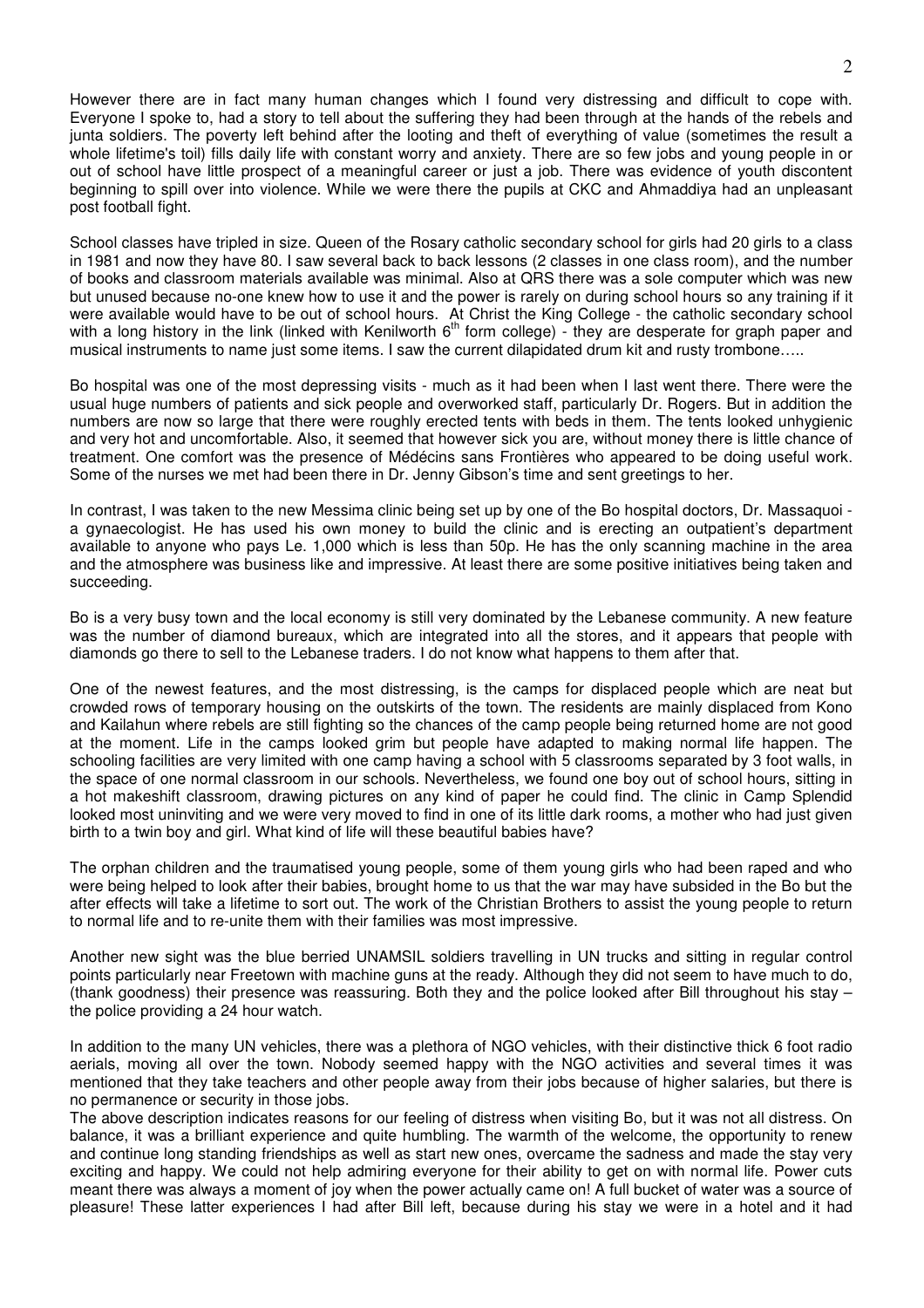However there are in fact many human changes which I found very distressing and difficult to cope with. Everyone I spoke to, had a story to tell about the suffering they had been through at the hands of the rebels and junta soldiers. The poverty left behind after the looting and theft of everything of value (sometimes the result a whole lifetime's toil) fills daily life with constant worry and anxiety. There are so few jobs and young people in or out of school have little prospect of a meaningful career or just a job. There was evidence of youth discontent beginning to spill over into violence. While we were there the pupils at CKC and Ahmaddiya had an unpleasant post football fight.

School classes have tripled in size. Queen of the Rosary catholic secondary school for girls had 20 girls to a class in 1981 and now they have 80. I saw several back to back lessons (2 classes in one class room), and the number of books and classroom materials available was minimal. Also at QRS there was a sole computer which was new but unused because no-one knew how to use it and the power is rarely on during school hours so any training if it were available would have to be out of school hours. At Christ the King College - the catholic secondary school with a long history in the link (linked with Kenilworth 6th form college) - they are desperate for graph paper and musical instruments to name just some items. I saw the current dilapidated drum kit and rusty trombone…..

Bo hospital was one of the most depressing visits - much as it had been when I last went there. There were the usual huge numbers of patients and sick people and overworked staff, particularly Dr. Rogers. But in addition the numbers are now so large that there were roughly erected tents with beds in them. The tents looked unhygienic and very hot and uncomfortable. Also, it seemed that however sick you are, without money there is little chance of treatment. One comfort was the presence of Médécins sans Frontières who appeared to be doing useful work. Some of the nurses we met had been there in Dr. Jenny Gibson's time and sent greetings to her.

In contrast, I was taken to the new Messima clinic being set up by one of the Bo hospital doctors, Dr. Massaquoi - a gynaecologist. He has used his own money to build the clinic and is erecting an outpatient's department available to anyone who pays Le. 1,000 which is less than 50p. He has the only scanning machine in the area and the atmosphere was business like and impressive. At least there are some positive initiatives being taken and succeeding.

Bo is a very busy town and the local economy is still very dominated by the Lebanese community. A new feature was the number of diamond bureaux, which are integrated into all the stores, and it appears that people with diamonds go there to sell to the Lebanese traders. I do not know what happens to them after that.

One of the newest features, and the most distressing, is the camps for displaced people which are neat but crowded rows of temporary housing on the outskirts of the town. The residents are mainly displaced from Kono and Kailahun where rebels are still fighting so the chances of the camp people being returned home are not good at the moment. Life in the camps looked grim but people have adapted to making normal life happen. The schooling facilities are very limited with one camp having a school with 5 classrooms separated by 3 foot walls, in the space of one normal classroom in our schools. Nevertheless, we found one boy out of school hours, sitting in a hot makeshift classroom, drawing pictures on any kind of paper he could find. The clinic in Camp Splendid looked most uninviting and we were very moved to find in one of its little dark rooms, a mother who had just given birth to a twin boy and girl. What kind of life will these beautiful babies have?

The orphan children and the traumatised young people, some of them young girls who had been raped and who were being helped to look after their babies, brought home to us that the war may have subsided in the Bo but the after effects will take a lifetime to sort out. The work of the Christian Brothers to assist the young people to return to normal life and to re-unite them with their families was most impressive.

Another new sight was the blue berried UNAMSIL soldiers travelling in UN trucks and sitting in regular control points particularly near Freetown with machine guns at the ready. Although they did not seem to have much to do, (thank goodness) their presence was reassuring. Both they and the police looked after Bill throughout his stay – the police providing a 24 hour watch.

In addition to the many UN vehicles, there was a plethora of NGO vehicles, with their distinctive thick 6 foot radio aerials, moving all over the town. Nobody seemed happy with the NGO activities and several times it was mentioned that they take teachers and other people away from their jobs because of higher salaries, but there is no permanence or security in those jobs.

The above description indicates reasons for our feeling of distress when visiting Bo, but it was not all distress. On balance, it was a brilliant experience and quite humbling. The warmth of the welcome, the opportunity to renew and continue long standing friendships as well as start new ones, overcame the sadness and made the stay very exciting and happy. We could not help admiring everyone for their ability to get on with normal life. Power cuts meant there was always a moment of joy when the power actually came on! A full bucket of water was a source of pleasure! These latter experiences I had after Bill left, because during his stay we were in a hotel and it had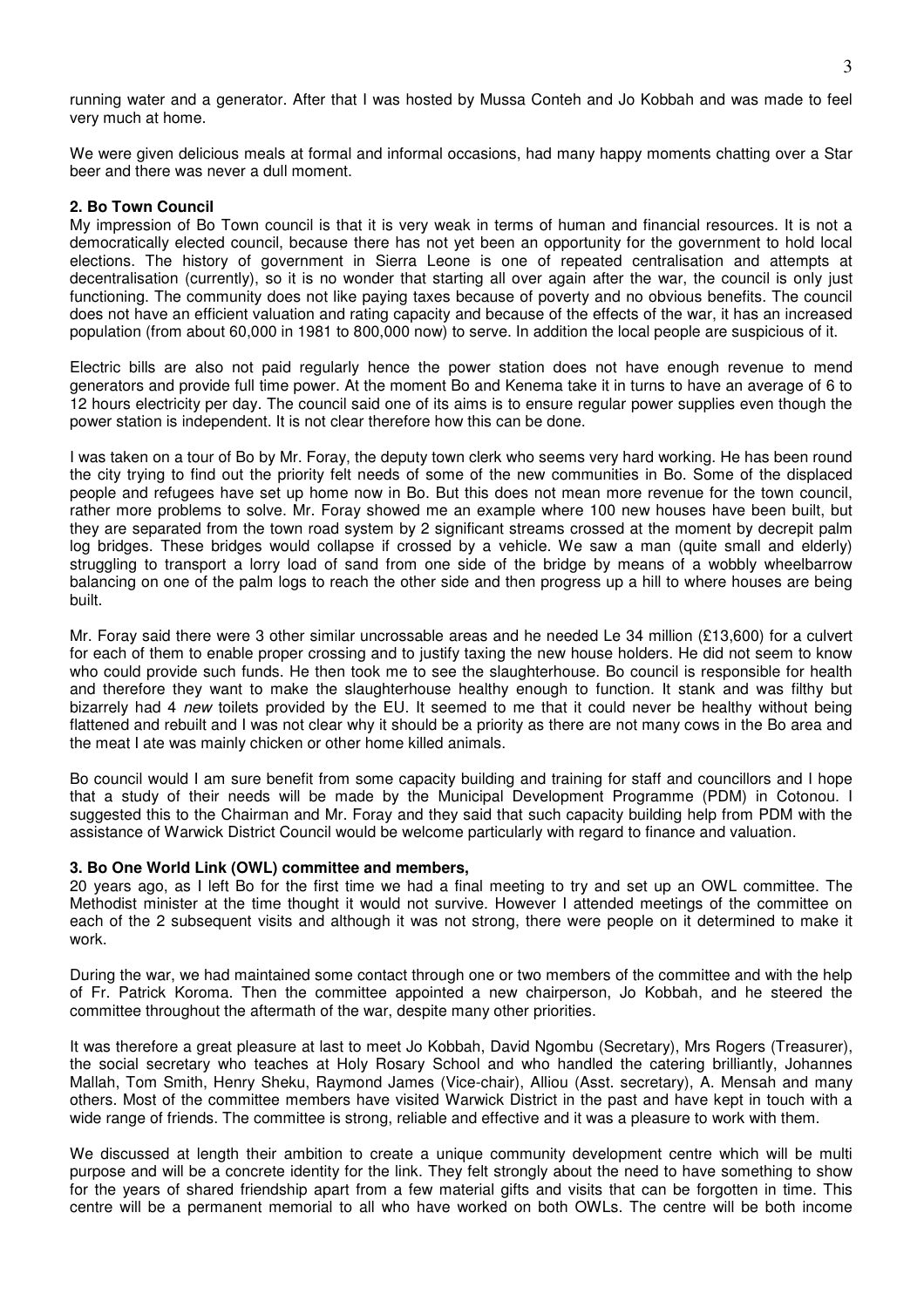running water and a generator. After that I was hosted by Mussa Conteh and Jo Kobbah and was made to feel very much at home.

We were given delicious meals at formal and informal occasions, had many happy moments chatting over a Star beer and there was never a dull moment.

## 2. Bo Town Council

My impression of Bo Town council is that it is very weak in terms of human and financial resources. It is not a democratically elected council, because there has not yet been an opportunity for the government to hold local elections. The history of government in Sierra Leone is one of repeated centralisation and attempts at decentralisation (currently), so it is no wonder that starting all over again after the war, the council is only just functioning. The community does not like paying taxes because of poverty and no obvious benefits. The council does not have an efficient valuation and rating capacity and because of the effects of the war, it has an increased population (from about 60,000 in 1981 to 800,000 now) to serve. In addition the local people are suspicious of it.

Electric bills are also not paid regularly hence the power station does not have enough revenue to mend generators and provide full time power. At the moment Bo and Kenema take it in turns to have an average of 6 to 12 hours electricity per day. The council said one of its aims is to ensure regular power supplies even though the power station is independent. It is not clear therefore how this can be done.

I was taken on a tour of Bo by Mr. Foray, the deputy town clerk who seems very hard working. He has been round the city trying to find out the priority felt needs of some of the new communities in Bo. Some of the displaced people and refugees have set up home now in Bo. But this does not mean more revenue for the town council, rather more problems to solve. Mr. Foray showed me an example where 100 new houses have been built, but they are separated from the town road system by 2 significant streams crossed at the moment by decrepit palm log bridges. These bridges would collapse if crossed by a vehicle. We saw a man (quite small and elderly) struggling to transport a lorry load of sand from one side of the bridge by means of a wobbly wheelbarrow balancing on one of the palm logs to reach the other side and then progress up a hill to where houses are being built.

Mr. Foray said there were 3 other similar uncrossable areas and he needed Le 34 million (£13,600) for a culvert for each of them to enable proper crossing and to justify taxing the new house holders. He did not seem to know who could provide such funds. He then took me to see the slaughterhouse. Bo council is responsible for health and therefore they want to make the slaughterhouse healthy enough to function. It stank and was filthy but bizarrely had 4 *new* toilets provided by the EU. It seemed to me that it could never be healthy without being flattened and rebuilt and I was not clear why it should be a priority as there are not many cows in the Bo area and the meat I ate was mainly chicken or other home killed animals.

Bo council would I am sure benefit from some capacity building and training for staff and councillors and I hope that a study of their needs will be made by the Municipal Development Programme (PDM) in Cotonou. I suggested this to the Chairman and Mr. Foray and they said that such capacity building help from PDM with the assistance of Warwick District Council would be welcome particularly with regard to finance and valuation.

## 3. Bo One World Link (OWL) committee and members,

20 years ago, as I left Bo for the first time we had a final meeting to try and set up an OWL committee. The Methodist minister at the time thought it would not survive. However I attended meetings of the committee on each of the 2 subsequent visits and although it was not strong, there were people on it determined to make it work.

During the war, we had maintained some contact through one or two members of the committee and with the help of Fr. Patrick Koroma. Then the committee appointed a new chairperson, Jo Kobbah, and he steered the committee throughout the aftermath of the war, despite many other priorities.

It was therefore a great pleasure at last to meet Jo Kobbah, David Ngombu (Secretary), Mrs Rogers (Treasurer), the social secretary who teaches at Holy Rosary School and who handled the catering brilliantly, Johannes Mallah, Tom Smith, Henry Sheku, Raymond James (Vice-chair), Alliou (Asst. secretary), A. Mensah and many others. Most of the committee members have visited Warwick District in the past and have kept in touch with a wide range of friends. The committee is strong, reliable and effective and it was a pleasure to work with them.

We discussed at length their ambition to create a unique community development centre which will be multi purpose and will be a concrete identity for the link. They felt strongly about the need to have something to show for the years of shared friendship apart from a few material gifts and visits that can be forgotten in time. This centre will be a permanent memorial to all who have worked on both OWLs. The centre will be both income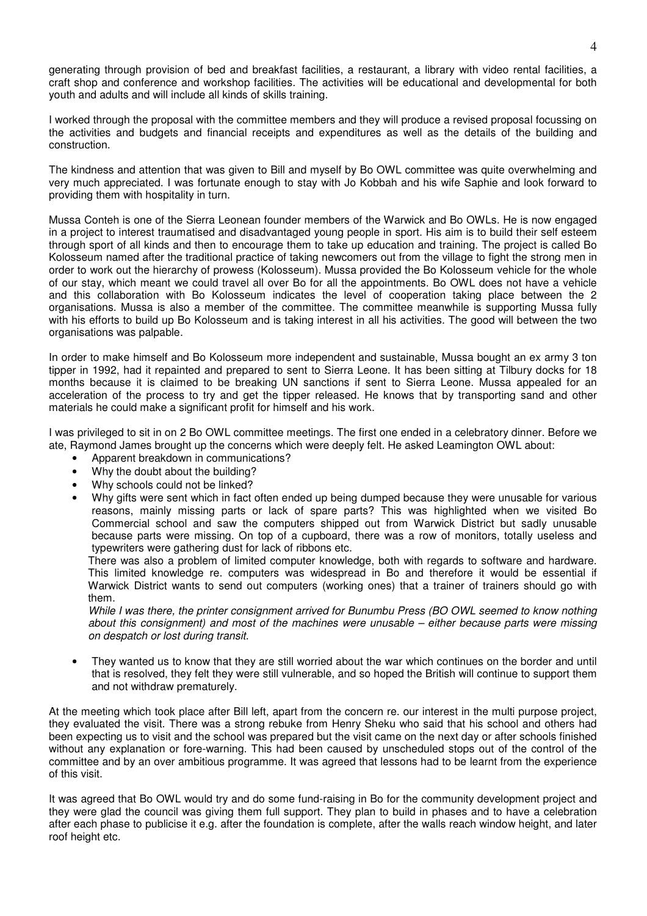generating through provision of bed and breakfast facilities, a restaurant, a library with video rental facilities, a craft shop and conference and workshop facilities. The activities will be educational and developmental for both youth and adults and will include all kinds of skills training.

I worked through the proposal with the committee members and they will produce a revised proposal focussing on the activities and budgets and financial receipts and expenditures as well as the details of the building and construction.

The kindness and attention that was given to Bill and myself by Bo OWL committee was quite overwhelming and very much appreciated. I was fortunate enough to stay with Jo Kobbah and his wife Saphie and look forward to providing them with hospitality in turn.

Mussa Conteh is one of the Sierra Leonean founder members of the Warwick and Bo OWLs. He is now engaged in a project to interest traumatised and disadvantaged young people in sport. His aim is to build their self esteem through sport of all kinds and then to encourage them to take up education and training. The project is called Bo Kolosseum named after the traditional practice of taking newcomers out from the village to fight the strong men in order to work out the hierarchy of prowess (Kolosseum). Mussa provided the Bo Kolosseum vehicle for the whole of our stay, which meant we could travel all over Bo for all the appointments. Bo OWL does not have a vehicle and this collaboration with Bo Kolosseum indicates the level of cooperation taking place between the 2 organisations. Mussa is also a member of the committee. The committee meanwhile is supporting Mussa fully with his efforts to build up Bo Kolosseum and is taking interest in all his activities. The good will between the two organisations was palpable.

In order to make himself and Bo Kolosseum more independent and sustainable, Mussa bought an ex army 3 ton tipper in 1992, had it repainted and prepared to sent to Sierra Leone. It has been sitting at Tilbury docks for 18 months because it is claimed to be breaking UN sanctions if sent to Sierra Leone. Mussa appealed for an acceleration of the process to try and get the tipper released. He knows that by transporting sand and other materials he could make a significant profit for himself and his work.

I was privileged to sit in on 2 Bo OWL committee meetings. The first one ended in a celebratory dinner. Before we ate, Raymond James brought up the concerns which were deeply felt. He asked Leamington OWL about:

- Apparent breakdown in communications?
- Why the doubt about the building?
- Why schools could not be linked?
- Why gifts were sent which in fact often ended up being dumped because they were unusable for various reasons, mainly missing parts or lack of spare parts? This was highlighted when we visited Bo Commercial school and saw the computers shipped out from Warwick District but sadly unusable because parts were missing. On top of a cupboard, there was a row of monitors, totally useless and typewriters were gathering dust for lack of ribbons etc.

  There was also a problem of limited computer knowledge, both with regards to software and hardware. This limited knowledge re. computers was widespread in Bo and therefore it would be essential if Warwick District wants to send out computers (working ones) that a trainer of trainers should go with them.

  *While I was there, the printer consignment arrived for Bunumbu Press (BO OWL seemed to know nothing about this consignment) and most of the machines were unusable – either because parts were missing on despatch or lost during transit.*

- They wanted us to know that they are still worried about the war which continues on the border and until that is resolved, they felt they were still vulnerable, and so hoped the British will continue to support them and not withdraw prematurely.

At the meeting which took place after Bill left, apart from the concern re. our interest in the multi purpose project, they evaluated the visit. There was a strong rebuke from Henry Sheku who said that his school and others had been expecting us to visit and the school was prepared but the visit came on the next day or after schools finished without any explanation or fore-warning. This had been caused by unscheduled stops out of the control of the committee and by an over ambitious programme. It was agreed that lessons had to be learnt from the experience of this visit.

It was agreed that Bo OWL would try and do some fund-raising in Bo for the community development project and they were glad the council was giving them full support. They plan to build in phases and to have a celebration after each phase to publicise it e.g. after the foundation is complete, after the walls reach window height, and later roof height etc.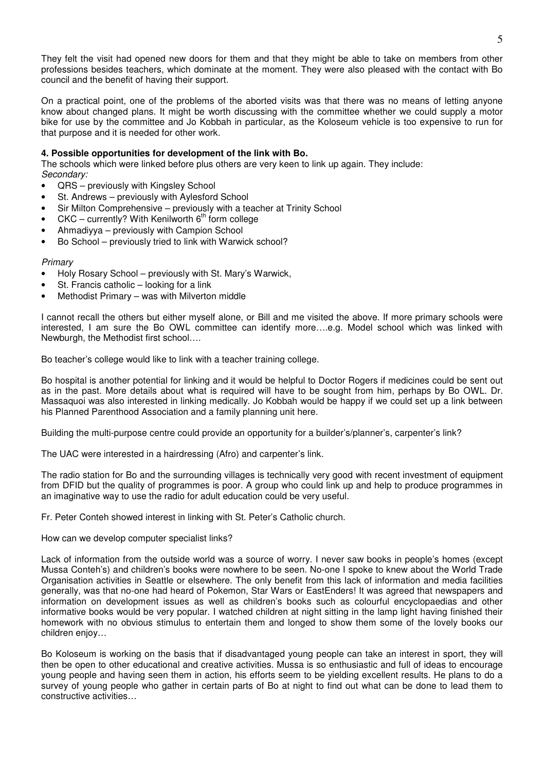They felt the visit had opened new doors for them and that they might be able to take on members from other professions besides teachers, which dominate at the moment. They were also pleased with the contact with Bo council and the benefit of having their support.

On a practical point, one of the problems of the aborted visits was that there was no means of letting anyone know about changed plans. It might be worth discussing with the committee whether we could supply a motor bike for use by the committee and Jo Kobbah in particular, as the Koloseum vehicle is too expensive to run for that purpose and it is needed for other work.

**4. Possible opportunities for development of the link with Bo.**

The schools which were linked before plus others are very keen to link up again. They include:

*Secondary:*

- QRS – previously with Kingsley School
- St. Andrews – previously with Aylesford School
- Sir Milton Comprehensive – previously with a teacher at Trinity School
- CKC – currently? With Kenilworth 6th form college
- Ahmadiyya – previously with Campion School
- Bo School – previously tried to link with Warwick school?

*Primary*

- Holy Rosary School – previously with St. Mary's Warwick,
- St. Francis catholic – looking for a link
- Methodist Primary – was with Milverton middle

I cannot recall the others but either myself alone, or Bill and me visited the above. If more primary schools were interested, I am sure the Bo OWL committee can identify more….e.g. Model school which was linked with Newburgh, the Methodist first school….

Bo teacher's college would like to link with a teacher training college.

Bo hospital is another potential for linking and it would be helpful to Doctor Rogers if medicines could be sent out as in the past. More details about what is required will have to be sought from him, perhaps by Bo OWL. Dr. Massaquoi was also interested in linking medically. Jo Kobbah would be happy if we could set up a link between his Planned Parenthood Association and a family planning unit here.

Building the multi-purpose centre could provide an opportunity for a builder's/planner's, carpenter's link?

The UAC were interested in a hairdressing (Afro) and carpenter's link.

The radio station for Bo and the surrounding villages is technically very good with recent investment of equipment from DFID but the quality of programmes is poor. A group who could link up and help to produce programmes in an imaginative way to use the radio for adult education could be very useful.

Fr. Peter Conteh showed interest in linking with St. Peter's Catholic church.

How can we develop computer specialist links?

Lack of information from the outside world was a source of worry. I never saw books in people's homes (except Mussa Conteh's) and children's books were nowhere to be seen. No-one I spoke to knew about the World Trade Organisation activities in Seattle or elsewhere. The only benefit from this lack of information and media facilities generally, was that no-one had heard of Pokemon, Star Wars or EastEnders! It was agreed that newspapers and information on development issues as well as children's books such as colourful encyclopaedias and other informative books would be very popular. I watched children at night sitting in the lamp light having finished their homework with no obvious stimulus to entertain them and longed to show them some of the lovely books our children enjoy…

Bo Koloseum is working on the basis that if disadvantaged young people can take an interest in sport, they will then be open to other educational and creative activities. Mussa is so enthusiastic and full of ideas to encourage young people and having seen them in action, his efforts seem to be yielding excellent results. He plans to do a survey of young people who gather in certain parts of Bo at night to find out what can be done to lead them to constructive activities…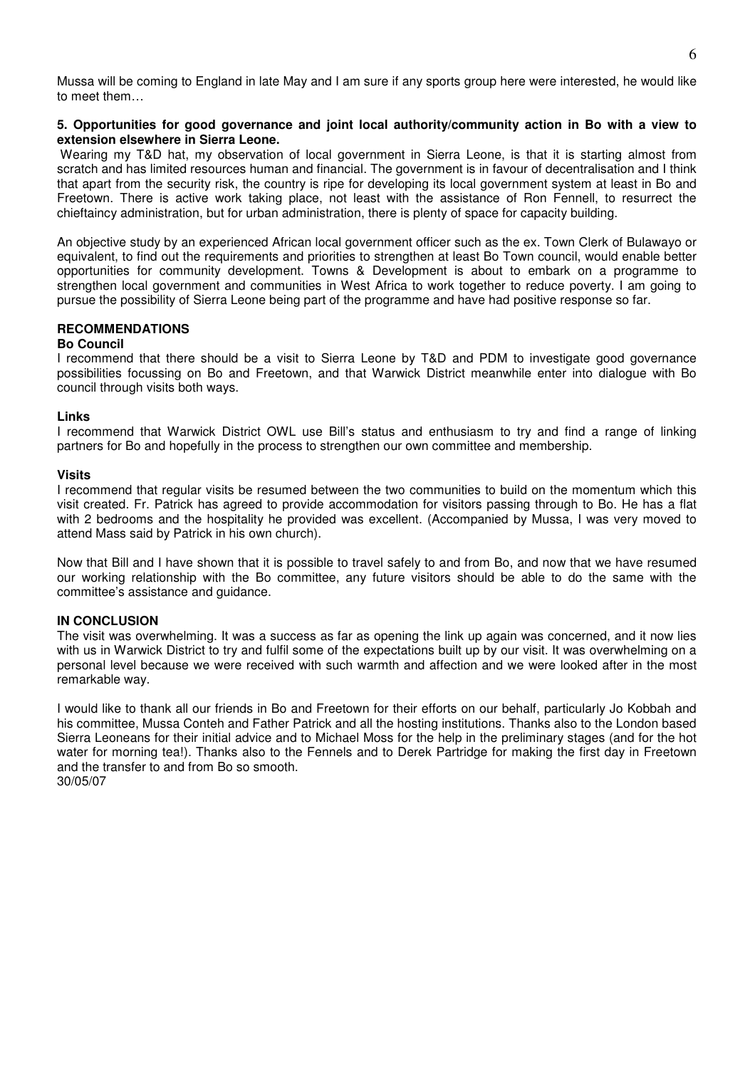Mussa will be coming to England in late May and I am sure if any sports group here were interested, he would like to meet them…

**5. Opportunities for good governance and joint local authority/community action in Bo with a view to extension elsewhere in Sierra Leone.**

Wearing my T&D hat, my observation of local government in Sierra Leone, is that it is starting almost from scratch and has limited resources human and financial. The government is in favour of decentralisation and I think that apart from the security risk, the country is ripe for developing its local government system at least in Bo and Freetown. There is active work taking place, not least with the assistance of Ron Fennell, to resurrect the chieftaincy administration, but for urban administration, there is plenty of space for capacity building.

An objective study by an experienced African local government officer such as the ex. Town Clerk of Bulawayo or equivalent, to find out the requirements and priorities to strengthen at least Bo Town council, would enable better opportunities for community development. Towns & Development is about to embark on a programme to strengthen local government and communities in West Africa to work together to reduce poverty. I am going to pursue the possibility of Sierra Leone being part of the programme and have had positive response so far.

## RECOMMENDATIONS

### Bo Council

I recommend that there should be a visit to Sierra Leone by T&D and PDM to investigate good governance possibilities focussing on Bo and Freetown, and that Warwick District meanwhile enter into dialogue with Bo council through visits both ways.

### Links

I recommend that Warwick District OWL use Bill's status and enthusiasm to try and find a range of linking partners for Bo and hopefully in the process to strengthen our own committee and membership.

### Visits

I recommend that regular visits be resumed between the two communities to build on the momentum which this visit created. Fr. Patrick has agreed to provide accommodation for visitors passing through to Bo. He has a flat with 2 bedrooms and the hospitality he provided was excellent. (Accompanied by Mussa, I was very moved to attend Mass said by Patrick in his own church).

Now that Bill and I have shown that it is possible to travel safely to and from Bo, and now that we have resumed our working relationship with the Bo committee, any future visitors should be able to do the same with the committee's assistance and guidance.

## IN CONCLUSION

The visit was overwhelming. It was a success as far as opening the link up again was concerned, and it now lies with us in Warwick District to try and fulfil some of the expectations built up by our visit. It was overwhelming on a personal level because we were received with such warmth and affection and we were looked after in the most remarkable way.

I would like to thank all our friends in Bo and Freetown for their efforts on our behalf, particularly Jo Kobbah and his committee, Mussa Conteh and Father Patrick and all the hosting institutions. Thanks also to the London based Sierra Leoneans for their initial advice and to Michael Moss for the help in the preliminary stages (and for the hot water for morning tea!). Thanks also to the Fennels and to Derek Partridge for making the first day in Freetown and the transfer to and from Bo so smooth.

30/05/07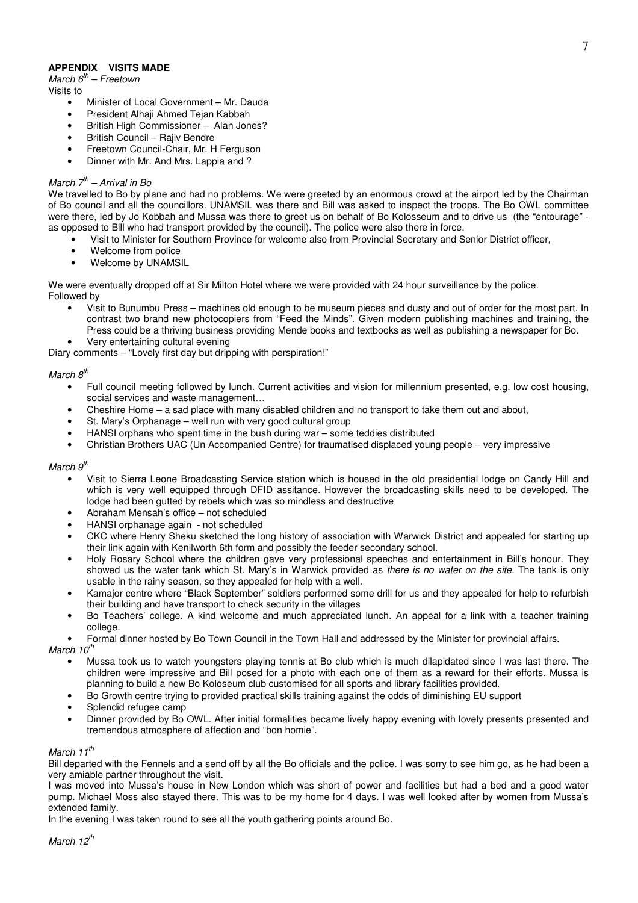## APPENDIX VISITS MADE

*March 6th – Freetown*

Visits to

- Minister of Local Government – Mr. Dauda
- President Alhaji Ahmed Tejan Kabbah
- British High Commissioner – Alan Jones?
- British Council – Rajiv Bendre
- Freetown Council-Chair, Mr. H Ferguson
- Dinner with Mr. And Mrs. Lappia and ?

*March 7th – Arrival in Bo*

We travelled to Bo by plane and had no problems. We were greeted by an enormous crowd at the airport led by the Chairman of Bo council and all the councillors. UNAMSIL was there and Bill was asked to inspect the troops. The Bo OWL committee were there, led by Jo Kobbah and Mussa was there to greet us on behalf of Bo Kolosseum and to drive us (the "entourage" - as opposed to Bill who had transport provided by the council). The police were also there in force.

- Visit to Minister for Southern Province for welcome also from Provincial Secretary and Senior District officer,
- Welcome from police
- Welcome by UNAMSIL

We were eventually dropped off at Sir Milton Hotel where we were provided with 24 hour surveillance by the police.
Followed by

- Visit to Bunumbu Press – machines old enough to be museum pieces and dusty and out of order for the most part. In contrast two brand new photocopiers from "Feed the Minds". Given modern publishing machines and training, the Press could be a thriving business providing Mende books and textbooks as well as publishing a newspaper for Bo.
- Very entertaining cultural evening

Diary comments – "Lovely first day but dripping with perspiration!"

*March 8th*

- Full council meeting followed by lunch. Current activities and vision for millennium presented, e.g. low cost housing, social services and waste management…
- Cheshire Home – a sad place with many disabled children and no transport to take them out and about,
- St. Mary's Orphanage – well run with very good cultural group
- HANSI orphans who spent time in the bush during war – some teddies distributed
- Christian Brothers UAC (Un Accompanied Centre) for traumatised displaced young people – very impressive

*March 9th*

- Visit to Sierra Leone Broadcasting Service station which is housed in the old presidential lodge on Candy Hill and which is very well equipped through DFID assitance. However the broadcasting skills need to be developed. The lodge had been gutted by rebels which was so mindless and destructive
- Abraham Mensah's office – not scheduled
- HANSI orphanage again - not scheduled
- CKC where Henry Sheku sketched the long history of association with Warwick District and appealed for starting up their link again with Kenilworth 6th form and possibly the feeder secondary school.
- Holy Rosary School where the children gave very professional speeches and entertainment in Bill's honour. They showed us the water tank which St. Mary's in Warwick provided as *there is no water on the site.* The tank is only usable in the rainy season, so they appealed for help with a well.
- Kamajor centre where "Black September" soldiers performed some drill for us and they appealed for help to refurbish their building and have transport to check security in the villages
- Bo Teachers' college. A kind welcome and much appreciated lunch. An appeal for a link with a teacher training college.
- Formal dinner hosted by Bo Town Council in the Town Hall and addressed by the Minister for provincial affairs.

*March 10th*

- Mussa took us to watch youngsters playing tennis at Bo club which is much dilapidated since I was last there. The children were impressive and Bill posed for a photo with each one of them as a reward for their efforts. Mussa is planning to build a new Bo Koloseum club customised for all sports and library facilities provided.
- Bo Growth centre trying to provided practical skills training against the odds of diminishing EU support
- Splendid refugee camp
- Dinner provided by Bo OWL. After initial formalities became lively happy evening with lovely presents presented and tremendous atmosphere of affection and "bon homie".

*March 11th*

Bill departed with the Fennels and a send off by all the Bo officials and the police. I was sorry to see him go, as he had been a very amiable partner throughout the visit.

I was moved into Mussa's house in New London which was short of power and facilities but had a bed and a good water pump. Michael Moss also stayed there. This was to be my home for 4 days. I was well looked after by women from Mussa's extended family.

In the evening I was taken round to see all the youth gathering points around Bo.

*March 12th*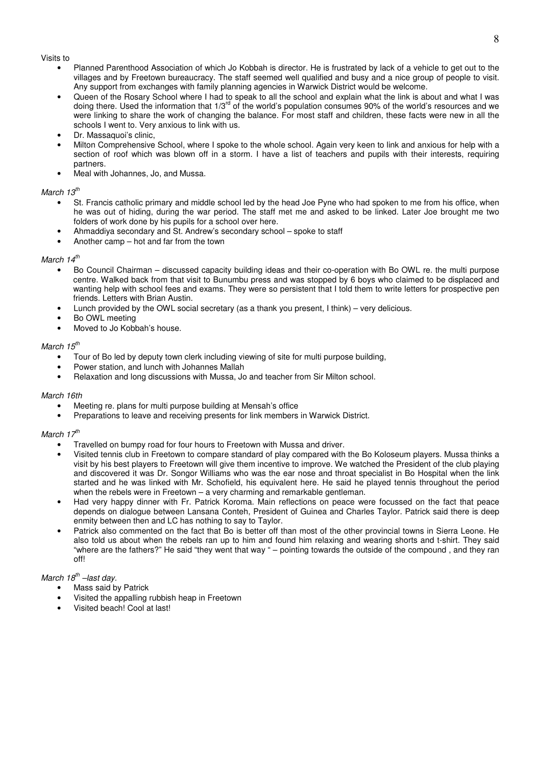Visits to

- Planned Parenthood Association of which Jo Kobbah is director. He is frustrated by lack of a vehicle to get out to the villages and by Freetown bureaucracy. The staff seemed well qualified and busy and a nice group of people to visit. Any support from exchanges with family planning agencies in Warwick District would be welcome.
- Queen of the Rosary School where I had to speak to all the school and explain what the link is about and what I was doing there. Used the information that 1/3rd of the world's population consumes 90% of the world's resources and we were linking to share the work of changing the balance. For most staff and children, these facts were new in all the schools I went to. Very anxious to link with us.
- Dr. Massaquoi's clinic,
- Milton Comprehensive School, where I spoke to the whole school. Again very keen to link and anxious for help with a section of roof which was blown off in a storm. I have a list of teachers and pupils with their interests, requiring partners.
- Meal with Johannes, Jo, and Mussa.

*March 13th*

- St. Francis catholic primary and middle school led by the head Joe Pyne who had spoken to me from his office, when he was out of hiding, during the war period. The staff met me and asked to be linked. Later Joe brought me two folders of work done by his pupils for a school over here.
- Ahmaddiya secondary and St. Andrew's secondary school – spoke to staff
- Another camp – hot and far from the town

*March 14th*

- Bo Council Chairman – discussed capacity building ideas and their co-operation with Bo OWL re. the multi purpose centre. Walked back from that visit to Bunumbu press and was stopped by 6 boys who claimed to be displaced and wanting help with school fees and exams. They were so persistent that I told them to write letters for prospective pen friends. Letters with Brian Austin.
- Lunch provided by the OWL social secretary (as a thank you present, I think) – very delicious.
- Bo OWL meeting
- Moved to Jo Kobbah's house.

*March 15th*

- Tour of Bo led by deputy town clerk including viewing of site for multi purpose building,
- Power station, and lunch with Johannes Mallah
- Relaxation and long discussions with Mussa, Jo and teacher from Sir Milton school.

*March 16th*

- Meeting re. plans for multi purpose building at Mensah's office
- Preparations to leave and receiving presents for link members in Warwick District.

*March 17th*

- Travelled on bumpy road for four hours to Freetown with Mussa and driver.
- Visited tennis club in Freetown to compare standard of play compared with the Bo Koloseum players. Mussa thinks a visit by his best players to Freetown will give them incentive to improve. We watched the President of the club playing and discovered it was Dr. Songor Williams who was the ear nose and throat specialist in Bo Hospital when the link started and he was linked with Mr. Schofield, his equivalent here. He said he played tennis throughout the period when the rebels were in Freetown – a very charming and remarkable gentleman.
- Had very happy dinner with Fr. Patrick Koroma. Main reflections on peace were focussed on the fact that peace depends on dialogue between Lansana Conteh, President of Guinea and Charles Taylor. Patrick said there is deep enmity between then and LC has nothing to say to Taylor.
- Patrick also commented on the fact that Bo is better off than most of the other provincial towns in Sierra Leone. He also told us about when the rebels ran up to him and found him relaxing and wearing shorts and t-shirt. They said "where are the fathers?" He said "they went that way " – pointing towards the outside of the compound , and they ran off!

*March 18th –last day.*

- Mass said by Patrick
- Visited the appalling rubbish heap in Freetown
- Visited beach! Cool at last!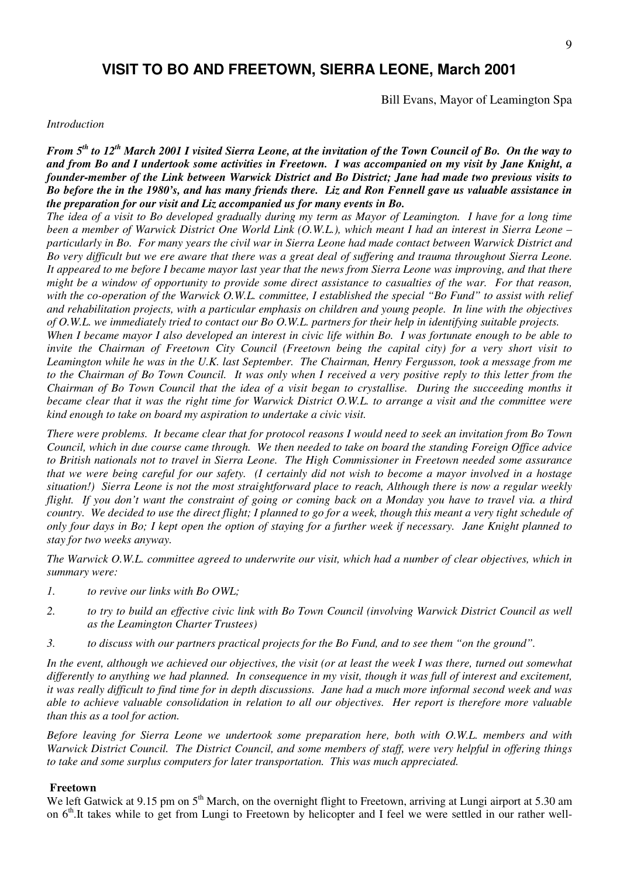## VISIT TO BO AND FREETOWN, SIERRA LEONE, March 2001

Bill Evans, Mayor of Leamington Spa

*Introduction*

***From 5th to 12th March 2001 I visited Sierra Leone, at the invitation of the Town Council of Bo. On the way to and from Bo and I undertook some activities in Freetown. I was accompanied on my visit by Jane Knight, a founder-member of the Link between Warwick District and Bo District; Jane had made two previous visits to Bo before the in the 1980's, and has many friends there. Liz and Ron Fennell gave us valuable assistance in the preparation for our visit and Liz accompanied us for many events in Bo.***

*The idea of a visit to Bo developed gradually during my term as Mayor of Leamington. I have for a long time been a member of Warwick District One World Link (O.W.L.), which meant I had an interest in Sierra Leone – particularly in Bo. For many years the civil war in Sierra Leone had made contact between Warwick District and Bo very difficult but we ere aware that there was a great deal of suffering and trauma throughout Sierra Leone. It appeared to me before I became mayor last year that the news from Sierra Leone was improving, and that there might be a window of opportunity to provide some direct assistance to casualties of the war. For that reason, with the co-operation of the Warwick O.W.L. committee, I established the special "Bo Fund" to assist with relief and rehabilitation projects, with a particular emphasis on children and young people. In line with the objectives of O.W.L. we immediately tried to contact our Bo O.W.L. partners for their help in identifying suitable projects.*

*When I became mayor I also developed an interest in civic life within Bo. I was fortunate enough to be able to invite the Chairman of Freetown City Council (Freetown being the capital city) for a very short visit to Leamington while he was in the U.K. last September. The Chairman, Henry Fergusson, took a message from me to the Chairman of Bo Town Council. It was only when I received a very positive reply to this letter from the Chairman of Bo Town Council that the idea of a visit began to crystallise. During the succeeding months it became clear that it was the right time for Warwick District O.W.L. to arrange a visit and the committee were kind enough to take on board my aspiration to undertake a civic visit.*

*There were problems. It became clear that for protocol reasons I would need to seek an invitation from Bo Town Council, which in due course came through. We then needed to take on board the standing Foreign Office advice to British nationals not to travel in Sierra Leone. The High Commissioner in Freetown needed some assurance that we were being careful for our safety. (I certainly did not wish to become a mayor involved in a hostage situation!) Sierra Leone is not the most straightforward place to reach, Although there is now a regular weekly flight. If you don't want the constraint of going or coming back on a Monday you have to travel via. a third country. We decided to use the direct flight; I planned to go for a week, though this meant a very tight schedule of only four days in Bo; I kept open the option of staying for a further week if necessary. Jane Knight planned to stay for two weeks anyway.*

*The Warwick O.W.L. committee agreed to underwrite our visit, which had a number of clear objectives, which in summary were:*

1. *to revive our links with Bo OWL;*
2. *to try to build an effective civic link with Bo Town Council (involving Warwick District Council as well as the Leamington Charter Trustees)*
3. *to discuss with our partners practical projects for the Bo Fund, and to see them "on the ground".*

*In the event, although we achieved our objectives, the visit (or at least the week I was there, turned out somewhat differently to anything we had planned. In consequence in my visit, though it was full of interest and excitement, it was really difficult to find time for in depth discussions. Jane had a much more informal second week and was able to achieve valuable consolidation in relation to all our objectives. Her report is therefore more valuable than this as a tool for action.*

*Before leaving for Sierra Leone we undertook some preparation here, both with O.W.L. members and with Warwick District Council. The District Council, and some members of staff, were very helpful in offering things to take and some surplus computers for later transportation. This was much appreciated.*

**Freetown**

We left Gatwick at 9.15 pm on 5th March, on the overnight flight to Freetown, arriving at Lungi airport at 5.30 am on 6th.It takes while to get from Lungi to Freetown by helicopter and I feel we were settled in our rather well-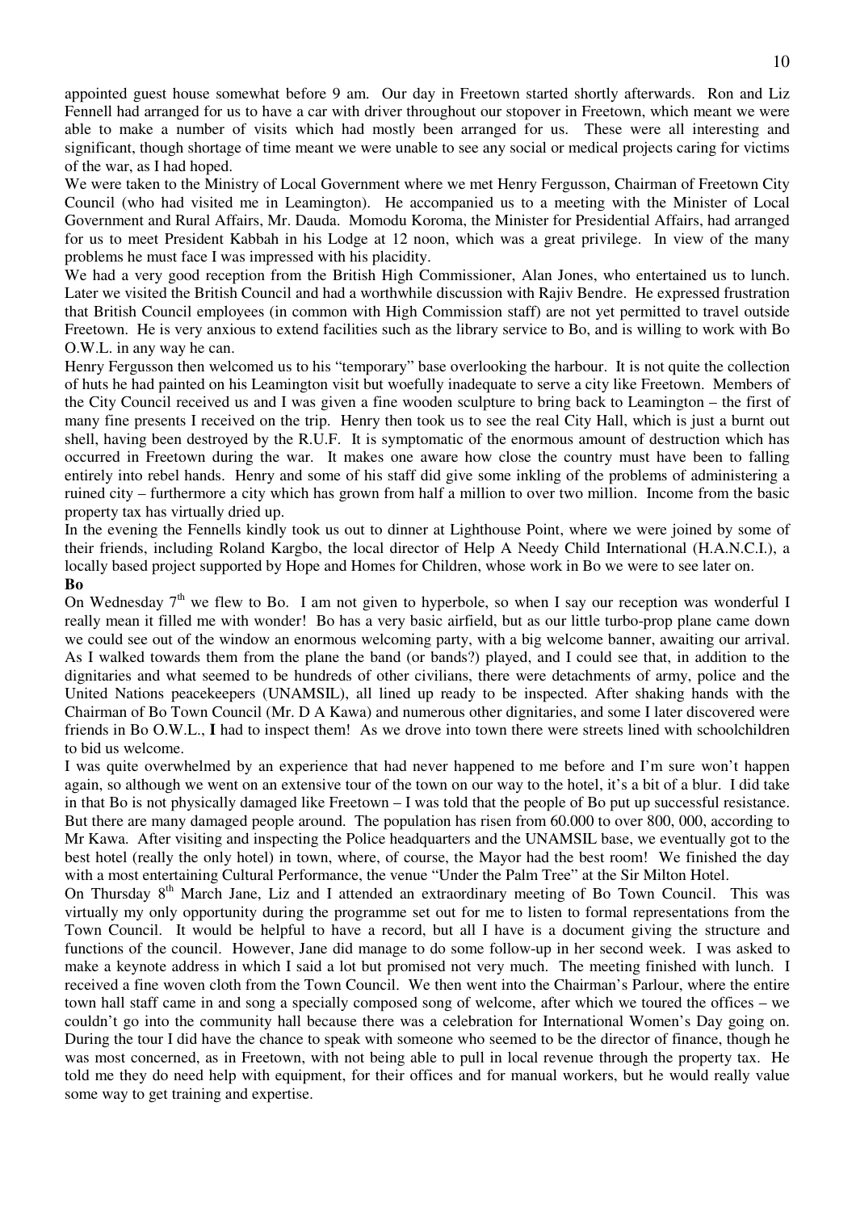appointed guest house somewhat before 9 am. Our day in Freetown started shortly afterwards. Ron and Liz Fennell had arranged for us to have a car with driver throughout our stopover in Freetown, which meant we were able to make a number of visits which had mostly been arranged for us. These were all interesting and significant, though shortage of time meant we were unable to see any social or medical projects caring for victims of the war, as I had hoped.

We were taken to the Ministry of Local Government where we met Henry Fergusson, Chairman of Freetown City Council (who had visited me in Leamington). He accompanied us to a meeting with the Minister of Local Government and Rural Affairs, Mr. Dauda. Momodu Koroma, the Minister for Presidential Affairs, had arranged for us to meet President Kabbah in his Lodge at 12 noon, which was a great privilege. In view of the many problems he must face I was impressed with his placidity.

We had a very good reception from the British High Commissioner, Alan Jones, who entertained us to lunch. Later we visited the British Council and had a worthwhile discussion with Rajiv Bendre. He expressed frustration that British Council employees (in common with High Commission staff) are not yet permitted to travel outside Freetown. He is very anxious to extend facilities such as the library service to Bo, and is willing to work with Bo O.W.L. in any way he can.

Henry Fergusson then welcomed us to his "temporary" base overlooking the harbour. It is not quite the collection of huts he had painted on his Leamington visit but woefully inadequate to serve a city like Freetown. Members of the City Council received us and I was given a fine wooden sculpture to bring back to Leamington – the first of many fine presents I received on the trip. Henry then took us to see the real City Hall, which is just a burnt out shell, having been destroyed by the R.U.F. It is symptomatic of the enormous amount of destruction which has occurred in Freetown during the war. It makes one aware how close the country must have been to falling entirely into rebel hands. Henry and some of his staff did give some inkling of the problems of administering a ruined city – furthermore a city which has grown from half a million to over two million. Income from the basic property tax has virtually dried up.

In the evening the Fennells kindly took us out to dinner at Lighthouse Point, where we were joined by some of their friends, including Roland Kargbo, the local director of Help A Needy Child International (H.A.N.C.I.), a locally based project supported by Hope and Homes for Children, whose work in Bo we were to see later on.

**Bo**

On Wednesday 7th we flew to Bo. I am not given to hyperbole, so when I say our reception was wonderful I really mean it filled me with wonder! Bo has a very basic airfield, but as our little turbo-prop plane came down we could see out of the window an enormous welcoming party, with a big welcome banner, awaiting our arrival. As I walked towards them from the plane the band (or bands?) played, and I could see that, in addition to the dignitaries and what seemed to be hundreds of other civilians, there were detachments of army, police and the United Nations peacekeepers (UNAMSIL), all lined up ready to be inspected. After shaking hands with the Chairman of Bo Town Council (Mr. D A Kawa) and numerous other dignitaries, and some I later discovered were friends in Bo O.W.L., **I** had to inspect them! As we drove into town there were streets lined with schoolchildren to bid us welcome.

I was quite overwhelmed by an experience that had never happened to me before and I'm sure won't happen again, so although we went on an extensive tour of the town on our way to the hotel, it's a bit of a blur. I did take in that Bo is not physically damaged like Freetown – I was told that the people of Bo put up successful resistance. But there are many damaged people around. The population has risen from 60.000 to over 800, 000, according to Mr Kawa. After visiting and inspecting the Police headquarters and the UNAMSIL base, we eventually got to the best hotel (really the only hotel) in town, where, of course, the Mayor had the best room! We finished the day with a most entertaining Cultural Performance, the venue "Under the Palm Tree" at the Sir Milton Hotel.

On Thursday 8th March Jane, Liz and I attended an extraordinary meeting of Bo Town Council. This was virtually my only opportunity during the programme set out for me to listen to formal representations from the Town Council. It would be helpful to have a record, but all I have is a document giving the structure and functions of the council. However, Jane did manage to do some follow-up in her second week. I was asked to make a keynote address in which I said a lot but promised not very much. The meeting finished with lunch. I received a fine woven cloth from the Town Council. We then went into the Chairman's Parlour, where the entire town hall staff came in and song a specially composed song of welcome, after which we toured the offices – we couldn't go into the community hall because there was a celebration for International Women's Day going on. During the tour I did have the chance to speak with someone who seemed to be the director of finance, though he was most concerned, as in Freetown, with not being able to pull in local revenue through the property tax. He told me they do need help with equipment, for their offices and for manual workers, but he would really value some way to get training and expertise.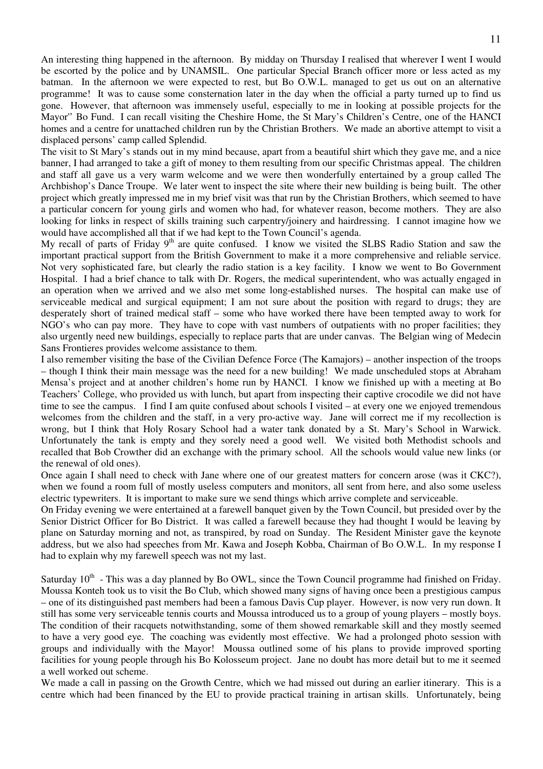An interesting thing happened in the afternoon. By midday on Thursday I realised that wherever I went I would be escorted by the police and by UNAMSIL. One particular Special Branch officer more or less acted as my batman. In the afternoon we were expected to rest, but Bo O.W.L. managed to get us out on an alternative programme! It was to cause some consternation later in the day when the official a party turned up to find us gone. However, that afternoon was immensely useful, especially to me in looking at possible projects for the Mayor'' Bo Fund. I can recall visiting the Cheshire Home, the St Mary's Children's Centre, one of the HANCI homes and a centre for unattached children run by the Christian Brothers. We made an abortive attempt to visit a displaced persons' camp called Splendid.

The visit to St Mary's stands out in my mind because, apart from a beautiful shirt which they gave me, and a nice banner, I had arranged to take a gift of money to them resulting from our specific Christmas appeal. The children and staff all gave us a very warm welcome and we were then wonderfully entertained by a group called The Archbishop's Dance Troupe. We later went to inspect the site where their new building is being built. The other project which greatly impressed me in my brief visit was that run by the Christian Brothers, which seemed to have a particular concern for young girls and women who had, for whatever reason, become mothers. They are also looking for links in respect of skills training such carpentry/joinery and hairdressing. I cannot imagine how we would have accomplished all that if we had kept to the Town Council's agenda.

My recall of parts of Friday 9th are quite confused. I know we visited the SLBS Radio Station and saw the important practical support from the British Government to make it a more comprehensive and reliable service. Not very sophisticated fare, but clearly the radio station is a key facility. I know we went to Bo Government Hospital. I had a brief chance to talk with Dr. Rogers, the medical superintendent, who was actually engaged in an operation when we arrived and we also met some long-established nurses. The hospital can make use of serviceable medical and surgical equipment; I am not sure about the position with regard to drugs; they are desperately short of trained medical staff – some who have worked there have been tempted away to work for NGO's who can pay more. They have to cope with vast numbers of outpatients with no proper facilities; they also urgently need new buildings, especially to replace parts that are under canvas. The Belgian wing of Medecin Sans Frontieres provides welcome assistance to them.

I also remember visiting the base of the Civilian Defence Force (The Kamajors) – another inspection of the troops – though I think their main message was the need for a new building! We made unscheduled stops at Abraham Mensa's project and at another children's home run by HANCI. I know we finished up with a meeting at Bo Teachers' College, who provided us with lunch, but apart from inspecting their captive crocodile we did not have time to see the campus. I find I am quite confused about schools I visited – at every one we enjoyed tremendous welcomes from the children and the staff, in a very pro-active way. Jane will correct me if my recollection is wrong, but I think that Holy Rosary School had a water tank donated by a St. Mary's School in Warwick. Unfortunately the tank is empty and they sorely need a good well. We visited both Methodist schools and recalled that Bob Crowther did an exchange with the primary school. All the schools would value new links (or the renewal of old ones).

Once again I shall need to check with Jane where one of our greatest matters for concern arose (was it CKC?), when we found a room full of mostly useless computers and monitors, all sent from here, and also some useless electric typewriters. It is important to make sure we send things which arrive complete and serviceable.

On Friday evening we were entertained at a farewell banquet given by the Town Council, but presided over by the Senior District Officer for Bo District. It was called a farewell because they had thought I would be leaving by plane on Saturday morning and not, as transpired, by road on Sunday. The Resident Minister gave the keynote address, but we also had speeches from Mr. Kawa and Joseph Kobba, Chairman of Bo O.W.L. In my response I had to explain why my farewell speech was not my last.

Saturday 10th - This was a day planned by Bo OWL, since the Town Council programme had finished on Friday. Moussa Konteh took us to visit the Bo Club, which showed many signs of having once been a prestigious campus – one of its distinguished past members had been a famous Davis Cup player. However, is now very run down. It still has some very serviceable tennis courts and Moussa introduced us to a group of young players – mostly boys. The condition of their racquets notwithstanding, some of them showed remarkable skill and they mostly seemed to have a very good eye. The coaching was evidently most effective. We had a prolonged photo session with groups and individually with the Mayor! Moussa outlined some of his plans to provide improved sporting facilities for young people through his Bo Kolosseum project. Jane no doubt has more detail but to me it seemed a well worked out scheme.

We made a call in passing on the Growth Centre, which we had missed out during an earlier itinerary. This is a centre which had been financed by the EU to provide practical training in artisan skills. Unfortunately, being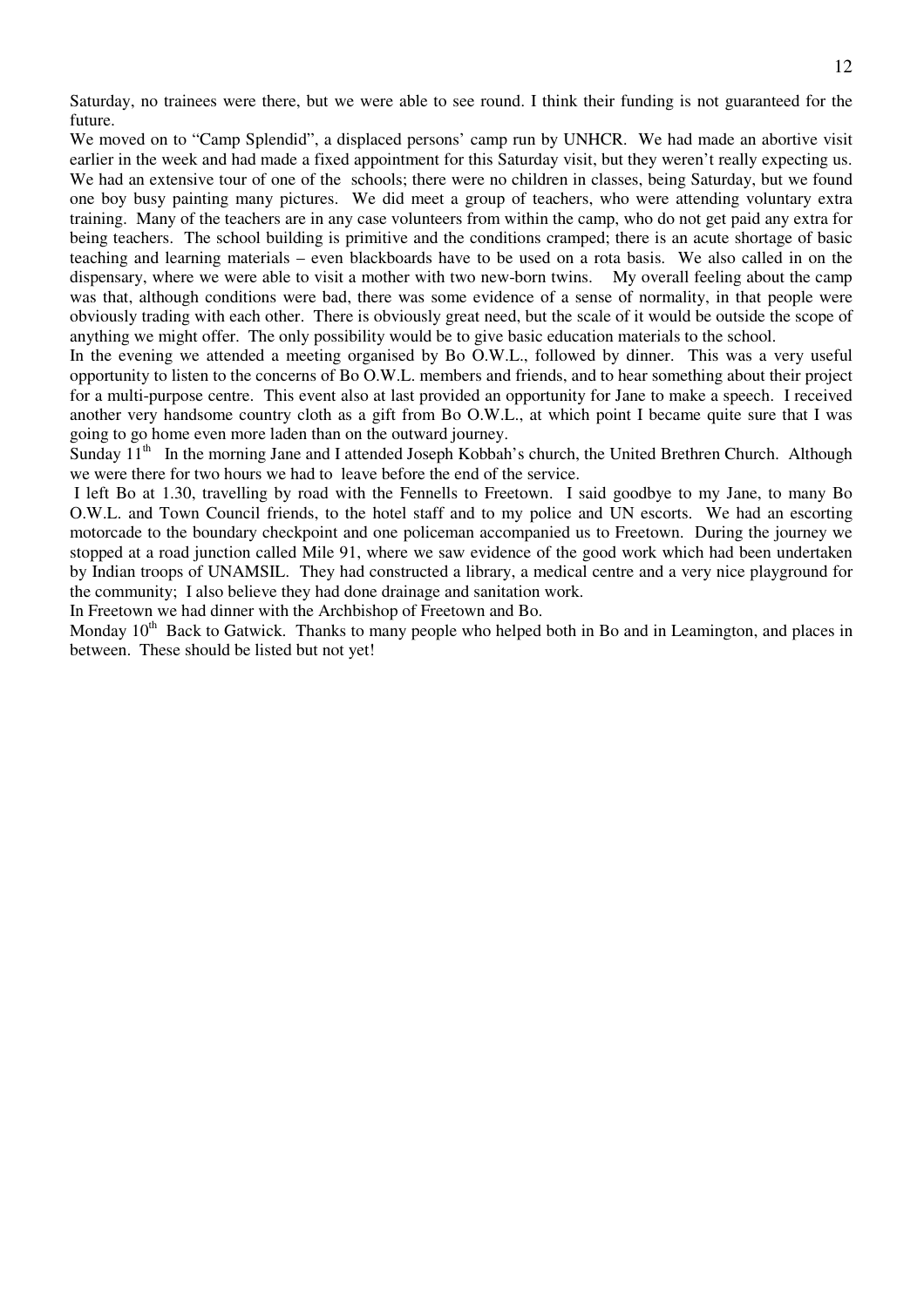Saturday, no trainees were there, but we were able to see round. I think their funding is not guaranteed for the future.

We moved on to "Camp Splendid", a displaced persons' camp run by UNHCR. We had made an abortive visit earlier in the week and had made a fixed appointment for this Saturday visit, but they weren't really expecting us. We had an extensive tour of one of the schools; there were no children in classes, being Saturday, but we found one boy busy painting many pictures. We did meet a group of teachers, who were attending voluntary extra training. Many of the teachers are in any case volunteers from within the camp, who do not get paid any extra for being teachers. The school building is primitive and the conditions cramped; there is an acute shortage of basic teaching and learning materials – even blackboards have to be used on a rota basis. We also called in on the dispensary, where we were able to visit a mother with two new-born twins. My overall feeling about the camp was that, although conditions were bad, there was some evidence of a sense of normality, in that people were obviously trading with each other. There is obviously great need, but the scale of it would be outside the scope of anything we might offer. The only possibility would be to give basic education materials to the school.

In the evening we attended a meeting organised by Bo O.W.L., followed by dinner. This was a very useful opportunity to listen to the concerns of Bo O.W.L. members and friends, and to hear something about their project for a multi-purpose centre. This event also at last provided an opportunity for Jane to make a speech. I received another very handsome country cloth as a gift from Bo O.W.L., at which point I became quite sure that I was going to go home even more laden than on the outward journey.

Sunday 11th In the morning Jane and I attended Joseph Kobbah's church, the United Brethren Church. Although we were there for two hours we had to leave before the end of the service.

I left Bo at 1.30, travelling by road with the Fennells to Freetown. I said goodbye to my Jane, to many Bo O.W.L. and Town Council friends, to the hotel staff and to my police and UN escorts. We had an escorting motorcade to the boundary checkpoint and one policeman accompanied us to Freetown. During the journey we stopped at a road junction called Mile 91, where we saw evidence of the good work which had been undertaken by Indian troops of UNAMSIL. They had constructed a library, a medical centre and a very nice playground for the community; I also believe they had done drainage and sanitation work.

In Freetown we had dinner with the Archbishop of Freetown and Bo.

Monday 10th Back to Gatwick. Thanks to many people who helped both in Bo and in Leamington, and places in between. These should be listed but not yet!